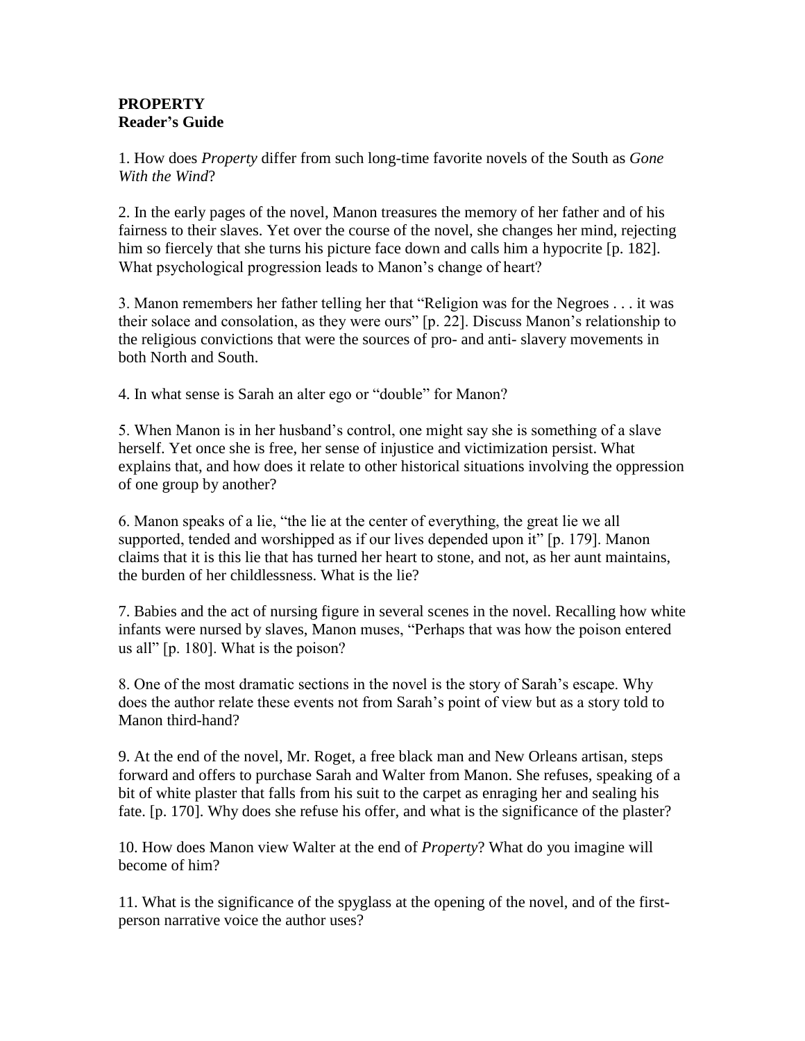**PROPERTY**
**Reader's Guide**

1. How does *Property* differ from such long-time favorite novels of the South as *Gone With the Wind*?

2. In the early pages of the novel, Manon treasures the memory of her father and of his fairness to their slaves. Yet over the course of the novel, she changes her mind, rejecting him so fiercely that she turns his picture face down and calls him a hypocrite [p. 182]. What psychological progression leads to Manon's change of heart?

3. Manon remembers her father telling her that "Religion was for the Negroes . . . it was their solace and consolation, as they were ours" [p. 22]. Discuss Manon's relationship to the religious convictions that were the sources of pro- and anti- slavery movements in both North and South.

4. In what sense is Sarah an alter ego or "double" for Manon?

5. When Manon is in her husband's control, one might say she is something of a slave herself. Yet once she is free, her sense of injustice and victimization persist. What explains that, and how does it relate to other historical situations involving the oppression of one group by another?

6. Manon speaks of a lie, "the lie at the center of everything, the great lie we all supported, tended and worshipped as if our lives depended upon it" [p. 179]. Manon claims that it is this lie that has turned her heart to stone, and not, as her aunt maintains, the burden of her childlessness. What is the lie?

7. Babies and the act of nursing figure in several scenes in the novel. Recalling how white infants were nursed by slaves, Manon muses, "Perhaps that was how the poison entered us all" [p. 180]. What is the poison?

8. One of the most dramatic sections in the novel is the story of Sarah's escape. Why does the author relate these events not from Sarah's point of view but as a story told to Manon third-hand?

9. At the end of the novel, Mr. Roget, a free black man and New Orleans artisan, steps forward and offers to purchase Sarah and Walter from Manon. She refuses, speaking of a bit of white plaster that falls from his suit to the carpet as enraging her and sealing his fate. [p. 170]. Why does she refuse his offer, and what is the significance of the plaster?

10. How does Manon view Walter at the end of *Property*? What do you imagine will become of him?

11. What is the significance of the spyglass at the opening of the novel, and of the first-person narrative voice the author uses?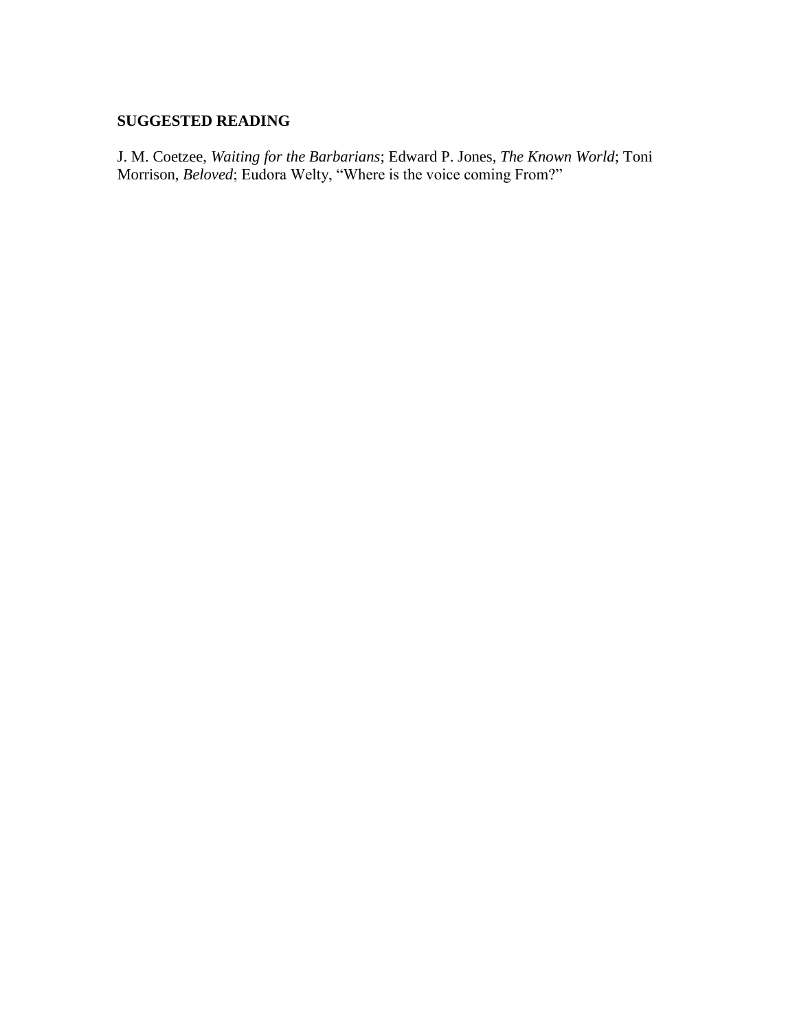**SUGGESTED READING**

J. M. Coetzee, *Waiting for the Barbarians*; Edward P. Jones, *The Known World*; Toni Morrison, *Beloved*; Eudora Welty, "Where is the voice coming From?"